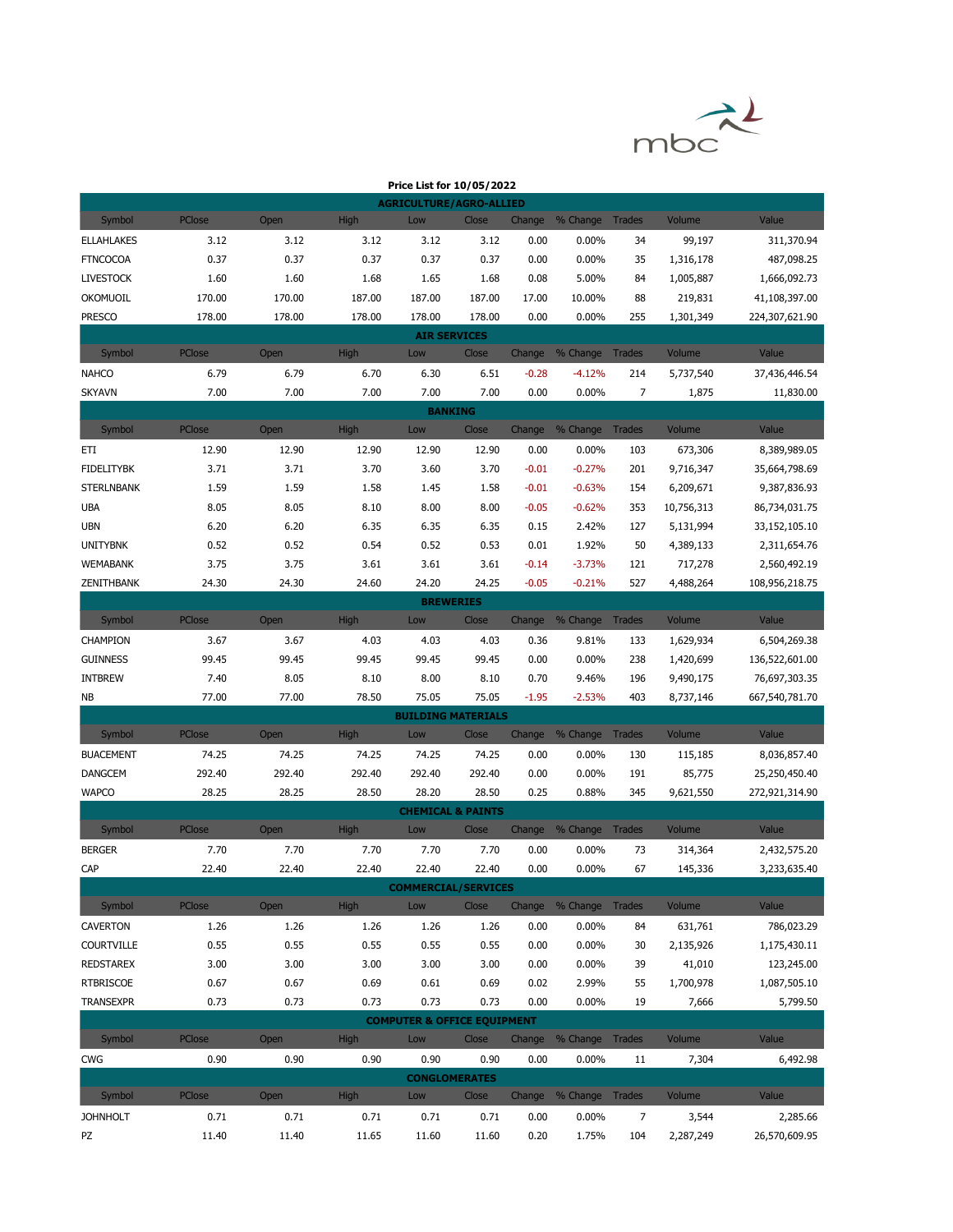## Price List for 10/05/2022

| Symbol | PClose | Open | High | Low | Close | Change | % Change | Trades | Volume | Value |
|---|---|---|---|---|---|---|---|---|---|---|
| **AGRICULTURE/AGRO-ALLIED** | | | | | | | | | | |
| ELLAHLAKES | 3.12 | 3.12 | 3.12 | 3.12 | 3.12 | 0.00 | 0.00% | 34 | 99,197 | 311,370.94 |
| FTNCOCOA | 0.37 | 0.37 | 0.37 | 0.37 | 0.37 | 0.00 | 0.00% | 35 | 1,316,178 | 487,098.25 |
| LIVESTOCK | 1.60 | 1.60 | 1.68 | 1.65 | 1.68 | 0.08 | 5.00% | 84 | 1,005,887 | 1,666,092.73 |
| OKOMUOIL | 170.00 | 170.00 | 187.00 | 187.00 | 187.00 | 17.00 | 10.00% | 88 | 219,831 | 41,108,397.00 |
| PRESCO | 178.00 | 178.00 | 178.00 | 178.00 | 178.00 | 0.00 | 0.00% | 255 | 1,301,349 | 224,307,621.90 |
| **AIR SERVICES** | | | | | | | | | | |
| NAHCO | 6.79 | 6.79 | 6.70 | 6.30 | 6.51 | -0.28 | -4.12% | 214 | 5,737,540 | 37,436,446.54 |
| SKYAVN | 7.00 | 7.00 | 7.00 | 7.00 | 7.00 | 0.00 | 0.00% | 7 | 1,875 | 11,830.00 |
| **BANKING** | | | | | | | | | | |
| ETI | 12.90 | 12.90 | 12.90 | 12.90 | 12.90 | 0.00 | 0.00% | 103 | 673,306 | 8,389,989.05 |
| FIDELITYBK | 3.71 | 3.71 | 3.70 | 3.60 | 3.70 | -0.01 | -0.27% | 201 | 9,716,347 | 35,664,798.69 |
| STERLNBANK | 1.59 | 1.59 | 1.58 | 1.45 | 1.58 | -0.01 | -0.63% | 154 | 6,209,671 | 9,387,836.93 |
| UBA | 8.05 | 8.05 | 8.10 | 8.00 | 8.00 | -0.05 | -0.62% | 353 | 10,756,313 | 86,734,031.75 |
| UBN | 6.20 | 6.20 | 6.35 | 6.35 | 6.35 | 0.15 | 2.42% | 127 | 5,131,994 | 33,152,105.10 |
| UNITYBNK | 0.52 | 0.52 | 0.54 | 0.52 | 0.53 | 0.01 | 1.92% | 50 | 4,389,133 | 2,311,654.76 |
| WEMABANK | 3.75 | 3.75 | 3.61 | 3.61 | 3.61 | -0.14 | -3.73% | 121 | 717,278 | 2,560,492.19 |
| ZENITHBANK | 24.30 | 24.30 | 24.60 | 24.20 | 24.25 | -0.05 | -0.21% | 527 | 4,488,264 | 108,956,218.75 |
| **BREWERIES** | | | | | | | | | | |
| CHAMPION | 3.67 | 3.67 | 4.03 | 4.03 | 4.03 | 0.36 | 9.81% | 133 | 1,629,934 | 6,504,269.38 |
| GUINNESS | 99.45 | 99.45 | 99.45 | 99.45 | 99.45 | 0.00 | 0.00% | 238 | 1,420,699 | 136,522,601.00 |
| INTBREW | 7.40 | 8.05 | 8.10 | 8.00 | 8.10 | 0.70 | 9.46% | 196 | 9,490,175 | 76,697,303.35 |
| NB | 77.00 | 77.00 | 78.50 | 75.05 | 75.05 | -1.95 | -2.53% | 403 | 8,737,146 | 667,540,781.70 |
| **BUILDING MATERIALS** | | | | | | | | | | |
| BUACEMENT | 74.25 | 74.25 | 74.25 | 74.25 | 74.25 | 0.00 | 0.00% | 130 | 115,185 | 8,036,857.40 |
| DANGCEM | 292.40 | 292.40 | 292.40 | 292.40 | 292.40 | 0.00 | 0.00% | 191 | 85,775 | 25,250,450.40 |
| WAPCO | 28.25 | 28.25 | 28.50 | 28.20 | 28.50 | 0.25 | 0.88% | 345 | 9,621,550 | 272,921,314.90 |
| **CHEMICAL & PAINTS** | | | | | | | | | | |
| BERGER | 7.70 | 7.70 | 7.70 | 7.70 | 7.70 | 0.00 | 0.00% | 73 | 314,364 | 2,432,575.20 |
| CAP | 22.40 | 22.40 | 22.40 | 22.40 | 22.40 | 0.00 | 0.00% | 67 | 145,336 | 3,233,635.40 |
| **COMMERCIAL/SERVICES** | | | | | | | | | | |
| CAVERTON | 1.26 | 1.26 | 1.26 | 1.26 | 1.26 | 0.00 | 0.00% | 84 | 631,761 | 786,023.29 |
| COURTVILLE | 0.55 | 0.55 | 0.55 | 0.55 | 0.55 | 0.00 | 0.00% | 30 | 2,135,926 | 1,175,430.11 |
| REDSTAREX | 3.00 | 3.00 | 3.00 | 3.00 | 3.00 | 0.00 | 0.00% | 39 | 41,010 | 123,245.00 |
| RTBRISCOE | 0.67 | 0.67 | 0.69 | 0.61 | 0.69 | 0.02 | 2.99% | 55 | 1,700,978 | 1,087,505.10 |
| TRANSEXPR | 0.73 | 0.73 | 0.73 | 0.73 | 0.73 | 0.00 | 0.00% | 19 | 7,666 | 5,799.50 |
| **COMPUTER & OFFICE EQUIPMENT** | | | | | | | | | | |
| CWG | 0.90 | 0.90 | 0.90 | 0.90 | 0.90 | 0.00 | 0.00% | 11 | 7,304 | 6,492.98 |
| **CONGLOMERATES** | | | | | | | | | | |
| JOHNHOLT | 0.71 | 0.71 | 0.71 | 0.71 | 0.71 | 0.00 | 0.00% | 7 | 3,544 | 2,285.66 |
| PZ | 11.40 | 11.40 | 11.65 | 11.60 | 11.60 | 0.20 | 1.75% | 104 | 2,287,249 | 26,570,609.95 |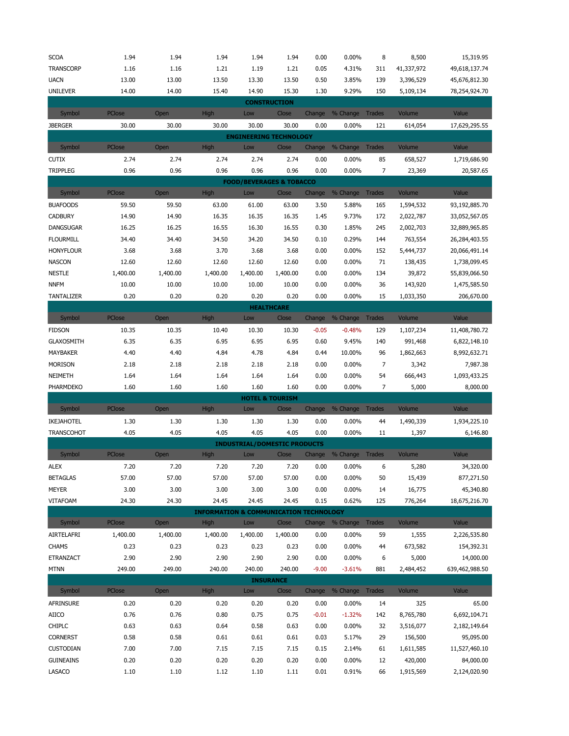| Symbol | PClose | Open | High | Low | Close | Change | % Change | Trades | Volume | Value |
|---|---|---|---|---|---|---|---|---|---|---|
| SCOA | 1.94 | 1.94 | 1.94 | 1.94 | 1.94 | 0.00 | 0.00% | 8 | 8,500 | 15,319.95 |
| TRANSCORP | 1.16 | 1.16 | 1.21 | 1.19 | 1.21 | 0.05 | 4.31% | 311 | 41,337,972 | 49,618,137.74 |
| UACN | 13.00 | 13.00 | 13.50 | 13.30 | 13.50 | 0.50 | 3.85% | 139 | 3,396,529 | 45,676,812.30 |
| UNILEVER | 14.00 | 14.00 | 15.40 | 14.90 | 15.30 | 1.30 | 9.29% | 150 | 5,109,134 | 78,254,924.70 |

**CONSTRUCTION**

| Symbol | PClose | Open | High | Low | Close | Change | % Change | Trades | Volume | Value |
|---|---|---|---|---|---|---|---|---|---|---|
| JBERGER | 30.00 | 30.00 | 30.00 | 30.00 | 30.00 | 0.00 | 0.00% | 121 | 614,054 | 17,629,295.55 |

**ENGINEERING TECHNOLOGY**

| Symbol | PClose | Open | High | Low | Close | Change | % Change | Trades | Volume | Value |
|---|---|---|---|---|---|---|---|---|---|---|
| CUTIX | 2.74 | 2.74 | 2.74 | 2.74 | 2.74 | 0.00 | 0.00% | 85 | 658,527 | 1,719,686.90 |
| TRIPPLEG | 0.96 | 0.96 | 0.96 | 0.96 | 0.96 | 0.00 | 0.00% | 7 | 23,369 | 20,587.65 |

**FOOD/BEVERAGES & TOBACCO**

| Symbol | PClose | Open | High | Low | Close | Change | % Change | Trades | Volume | Value |
|---|---|---|---|---|---|---|---|---|---|---|
| BUAFOODS | 59.50 | 59.50 | 63.00 | 61.00 | 63.00 | 3.50 | 5.88% | 165 | 1,594,532 | 93,192,885.70 |
| CADBURY | 14.90 | 14.90 | 16.35 | 16.35 | 16.35 | 1.45 | 9.73% | 172 | 2,022,787 | 33,052,567.05 |
| DANGSUGAR | 16.25 | 16.25 | 16.55 | 16.30 | 16.55 | 0.30 | 1.85% | 245 | 2,002,703 | 32,889,965.85 |
| FLOURMILL | 34.40 | 34.40 | 34.50 | 34.20 | 34.50 | 0.10 | 0.29% | 144 | 763,554 | 26,284,403.55 |
| HONYFLOUR | 3.68 | 3.68 | 3.70 | 3.68 | 3.68 | 0.00 | 0.00% | 152 | 5,444,737 | 20,066,491.14 |
| NASCON | 12.60 | 12.60 | 12.60 | 12.60 | 12.60 | 0.00 | 0.00% | 71 | 138,435 | 1,738,099.45 |
| NESTLE | 1,400.00 | 1,400.00 | 1,400.00 | 1,400.00 | 1,400.00 | 0.00 | 0.00% | 134 | 39,872 | 55,839,066.50 |
| NNFM | 10.00 | 10.00 | 10.00 | 10.00 | 10.00 | 0.00 | 0.00% | 36 | 143,920 | 1,475,585.50 |
| TANTALIZER | 0.20 | 0.20 | 0.20 | 0.20 | 0.20 | 0.00 | 0.00% | 15 | 1,033,350 | 206,670.00 |

**HEALTHCARE**

| Symbol | PClose | Open | High | Low | Close | Change | % Change | Trades | Volume | Value |
|---|---|---|---|---|---|---|---|---|---|---|
| FIDSON | 10.35 | 10.35 | 10.40 | 10.30 | 10.30 | -0.05 | -0.48% | 129 | 1,107,234 | 11,408,780.72 |
| GLAXOSMITH | 6.35 | 6.35 | 6.95 | 6.95 | 6.95 | 0.60 | 9.45% | 140 | 991,468 | 6,822,148.10 |
| MAYBAKER | 4.40 | 4.40 | 4.84 | 4.78 | 4.84 | 0.44 | 10.00% | 96 | 1,862,663 | 8,992,632.71 |
| MORISON | 2.18 | 2.18 | 2.18 | 2.18 | 2.18 | 0.00 | 0.00% | 7 | 3,342 | 7,987.38 |
| NEIMETH | 1.64 | 1.64 | 1.64 | 1.64 | 1.64 | 0.00 | 0.00% | 54 | 666,443 | 1,093,433.25 |
| PHARMDEKO | 1.60 | 1.60 | 1.60 | 1.60 | 1.60 | 0.00 | 0.00% | 7 | 5,000 | 8,000.00 |

**HOTEL & TOURISM**

| Symbol | PClose | Open | High | Low | Close | Change | % Change | Trades | Volume | Value |
|---|---|---|---|---|---|---|---|---|---|---|
| IKEJAHOTEL | 1.30 | 1.30 | 1.30 | 1.30 | 1.30 | 0.00 | 0.00% | 44 | 1,490,339 | 1,934,225.10 |
| TRANSCOHOT | 4.05 | 4.05 | 4.05 | 4.05 | 4.05 | 0.00 | 0.00% | 11 | 1,397 | 6,146.80 |

**INDUSTRIAL/DOMESTIC PRODUCTS**

| Symbol | PClose | Open | High | Low | Close | Change | % Change | Trades | Volume | Value |
|---|---|---|---|---|---|---|---|---|---|---|
| ALEX | 7.20 | 7.20 | 7.20 | 7.20 | 7.20 | 0.00 | 0.00% | 6 | 5,280 | 34,320.00 |
| BETAGLAS | 57.00 | 57.00 | 57.00 | 57.00 | 57.00 | 0.00 | 0.00% | 50 | 15,439 | 877,271.50 |
| MEYER | 3.00 | 3.00 | 3.00 | 3.00 | 3.00 | 0.00 | 0.00% | 14 | 16,775 | 45,340.80 |
| VITAFOAM | 24.30 | 24.30 | 24.45 | 24.45 | 24.45 | 0.15 | 0.62% | 125 | 776,264 | 18,675,216.70 |

**INFORMATION & COMMUNICATION TECHNOLOGY**

| Symbol | PClose | Open | High | Low | Close | Change | % Change | Trades | Volume | Value |
|---|---|---|---|---|---|---|---|---|---|---|
| AIRTELAFRI | 1,400.00 | 1,400.00 | 1,400.00 | 1,400.00 | 1,400.00 | 0.00 | 0.00% | 59 | 1,555 | 2,226,535.80 |
| CHAMS | 0.23 | 0.23 | 0.23 | 0.23 | 0.23 | 0.00 | 0.00% | 44 | 673,582 | 154,392.31 |
| ETRANZACT | 2.90 | 2.90 | 2.90 | 2.90 | 2.90 | 0.00 | 0.00% | 6 | 5,000 | 14,000.00 |
| MTNN | 249.00 | 249.00 | 240.00 | 240.00 | 240.00 | -9.00 | -3.61% | 881 | 2,484,452 | 639,462,988.50 |

**INSURANCE**

| Symbol | PClose | Open | High | Low | Close | Change | % Change | Trades | Volume | Value |
|---|---|---|---|---|---|---|---|---|---|---|
| AFRINSURE | 0.20 | 0.20 | 0.20 | 0.20 | 0.20 | 0.00 | 0.00% | 14 | 325 | 65.00 |
| AIICO | 0.76 | 0.76 | 0.80 | 0.75 | 0.75 | -0.01 | -1.32% | 142 | 8,765,780 | 6,692,104.71 |
| CHIPLC | 0.63 | 0.63 | 0.64 | 0.58 | 0.63 | 0.00 | 0.00% | 32 | 3,516,077 | 2,182,149.64 |
| CORNERST | 0.58 | 0.58 | 0.61 | 0.61 | 0.61 | 0.03 | 5.17% | 29 | 156,500 | 95,095.00 |
| CUSTODIAN | 7.00 | 7.00 | 7.15 | 7.15 | 7.15 | 0.15 | 2.14% | 61 | 1,611,585 | 11,527,460.10 |
| GUINEAINS | 0.20 | 0.20 | 0.20 | 0.20 | 0.20 | 0.00 | 0.00% | 12 | 420,000 | 84,000.00 |
| LASACO | 1.10 | 1.10 | 1.12 | 1.10 | 1.11 | 0.01 | 0.91% | 66 | 1,915,569 | 2,124,020.90 |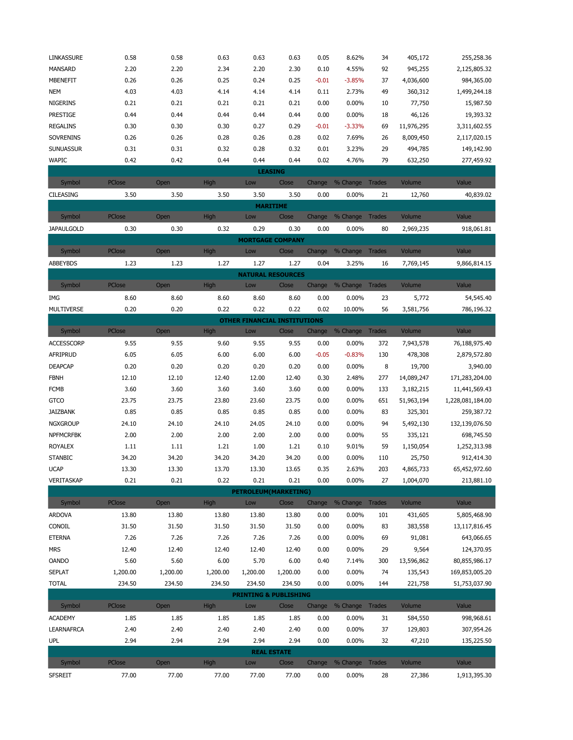| Symbol | PClose | Open | High | Low | Close | Change | % Change | Trades | Volume | Value |
|---|---|---|---|---|---|---|---|---|---|---|
| LINKASSURE | 0.58 | 0.58 | 0.63 | 0.63 | 0.63 | 0.05 | 8.62% | 34 | 405,172 | 255,258.36 |
| MANSARD | 2.20 | 2.20 | 2.34 | 2.20 | 2.30 | 0.10 | 4.55% | 92 | 945,255 | 2,125,805.32 |
| MBENEFIT | 0.26 | 0.26 | 0.25 | 0.24 | 0.25 | -0.01 | -3.85% | 37 | 4,036,600 | 984,365.00 |
| NEM | 4.03 | 4.03 | 4.14 | 4.14 | 4.14 | 0.11 | 2.73% | 49 | 360,312 | 1,499,244.18 |
| NIGERINS | 0.21 | 0.21 | 0.21 | 0.21 | 0.21 | 0.00 | 0.00% | 10 | 77,750 | 15,987.50 |
| PRESTIGE | 0.44 | 0.44 | 0.44 | 0.44 | 0.44 | 0.00 | 0.00% | 18 | 46,126 | 19,393.32 |
| REGALINS | 0.30 | 0.30 | 0.30 | 0.27 | 0.29 | -0.01 | -3.33% | 69 | 11,976,295 | 3,311,602.55 |
| SOVRENINS | 0.26 | 0.26 | 0.28 | 0.26 | 0.28 | 0.02 | 7.69% | 26 | 8,009,450 | 2,117,020.15 |
| SUNUASSUR | 0.31 | 0.31 | 0.32 | 0.28 | 0.32 | 0.01 | 3.23% | 29 | 494,785 | 149,142.90 |
| WAPIC | 0.42 | 0.42 | 0.44 | 0.44 | 0.44 | 0.02 | 4.76% | 79 | 632,250 | 277,459.92 |

**LEASING**

| Symbol | PClose | Open | High | Low | Close | Change | % Change | Trades | Volume | Value |
|---|---|---|---|---|---|---|---|---|---|---|
| CILEASING | 3.50 | 3.50 | 3.50 | 3.50 | 3.50 | 0.00 | 0.00% | 21 | 12,760 | 40,839.02 |

**MARITIME**

| Symbol | PClose | Open | High | Low | Close | Change | % Change | Trades | Volume | Value |
|---|---|---|---|---|---|---|---|---|---|---|
| JAPAULGOLD | 0.30 | 0.30 | 0.32 | 0.29 | 0.30 | 0.00 | 0.00% | 80 | 2,969,235 | 918,061.81 |

**MORTGAGE COMPANY**

| Symbol | PClose | Open | High | Low | Close | Change | % Change | Trades | Volume | Value |
|---|---|---|---|---|---|---|---|---|---|---|
| ABBEYBDS | 1.23 | 1.23 | 1.27 | 1.27 | 1.27 | 0.04 | 3.25% | 16 | 7,769,145 | 9,866,814.15 |

**NATURAL RESOURCES**

| Symbol | PClose | Open | High | Low | Close | Change | % Change | Trades | Volume | Value |
|---|---|---|---|---|---|---|---|---|---|---|
| IMG | 8.60 | 8.60 | 8.60 | 8.60 | 8.60 | 0.00 | 0.00% | 23 | 5,772 | 54,545.40 |
| MULTIVERSE | 0.20 | 0.20 | 0.22 | 0.22 | 0.22 | 0.02 | 10.00% | 56 | 3,581,756 | 786,196.32 |

**OTHER FINANCIAL INSTITUTIONS**

| Symbol | PClose | Open | High | Low | Close | Change | % Change | Trades | Volume | Value |
|---|---|---|---|---|---|---|---|---|---|---|
| ACCESSCORP | 9.55 | 9.55 | 9.60 | 9.55 | 9.55 | 0.00 | 0.00% | 372 | 7,943,578 | 76,188,975.40 |
| AFRIPRUD | 6.05 | 6.05 | 6.00 | 6.00 | 6.00 | -0.05 | -0.83% | 130 | 478,308 | 2,879,572.80 |
| DEAPCAP | 0.20 | 0.20 | 0.20 | 0.20 | 0.20 | 0.00 | 0.00% | 8 | 19,700 | 3,940.00 |
| FBNH | 12.10 | 12.10 | 12.40 | 12.00 | 12.40 | 0.30 | 2.48% | 277 | 14,089,247 | 171,283,204.00 |
| FCMB | 3.60 | 3.60 | 3.60 | 3.60 | 3.60 | 0.00 | 0.00% | 133 | 3,182,215 | 11,441,569.43 |
| GTCO | 23.75 | 23.75 | 23.80 | 23.60 | 23.75 | 0.00 | 0.00% | 651 | 51,963,194 | 1,228,081,184.00 |
| JAIZBANK | 0.85 | 0.85 | 0.85 | 0.85 | 0.85 | 0.00 | 0.00% | 83 | 325,301 | 259,387.72 |
| NGXGROUP | 24.10 | 24.10 | 24.10 | 24.05 | 24.10 | 0.00 | 0.00% | 94 | 5,492,130 | 132,139,076.50 |
| NPFMCRFBK | 2.00 | 2.00 | 2.00 | 2.00 | 2.00 | 0.00 | 0.00% | 55 | 335,121 | 698,745.50 |
| ROYALEX | 1.11 | 1.11 | 1.21 | 1.00 | 1.21 | 0.10 | 9.01% | 59 | 1,150,054 | 1,252,313.98 |
| STANBIC | 34.20 | 34.20 | 34.20 | 34.20 | 34.20 | 0.00 | 0.00% | 110 | 25,750 | 912,414.30 |
| UCAP | 13.30 | 13.30 | 13.70 | 13.30 | 13.65 | 0.35 | 2.63% | 203 | 4,865,733 | 65,452,972.60 |
| VERITASKAP | 0.21 | 0.21 | 0.22 | 0.21 | 0.21 | 0.00 | 0.00% | 27 | 1,004,070 | 213,881.10 |

**PETROLEUM(MARKETING)**

| Symbol | PClose | Open | High | Low | Close | Change | % Change | Trades | Volume | Value |
|---|---|---|---|---|---|---|---|---|---|---|
| ARDOVA | 13.80 | 13.80 | 13.80 | 13.80 | 13.80 | 0.00 | 0.00% | 101 | 431,605 | 5,805,468.90 |
| CONOIL | 31.50 | 31.50 | 31.50 | 31.50 | 31.50 | 0.00 | 0.00% | 83 | 383,558 | 13,117,816.45 |
| ETERNA | 7.26 | 7.26 | 7.26 | 7.26 | 7.26 | 0.00 | 0.00% | 69 | 91,081 | 643,066.65 |
| MRS | 12.40 | 12.40 | 12.40 | 12.40 | 12.40 | 0.00 | 0.00% | 29 | 9,564 | 124,370.95 |
| OANDO | 5.60 | 5.60 | 6.00 | 5.70 | 6.00 | 0.40 | 7.14% | 300 | 13,596,862 | 80,855,986.17 |
| SEPLAT | 1,200.00 | 1,200.00 | 1,200.00 | 1,200.00 | 1,200.00 | 0.00 | 0.00% | 74 | 135,543 | 169,853,005.20 |
| TOTAL | 234.50 | 234.50 | 234.50 | 234.50 | 234.50 | 0.00 | 0.00% | 144 | 221,758 | 51,753,037.90 |

**PRINTING & PUBLISHING**

| Symbol | PClose | Open | High | Low | Close | Change | % Change | Trades | Volume | Value |
|---|---|---|---|---|---|---|---|---|---|---|
| ACADEMY | 1.85 | 1.85 | 1.85 | 1.85 | 1.85 | 0.00 | 0.00% | 31 | 584,550 | 998,968.61 |
| LEARNAFRCA | 2.40 | 2.40 | 2.40 | 2.40 | 2.40 | 0.00 | 0.00% | 37 | 129,803 | 307,954.26 |
| UPL | 2.94 | 2.94 | 2.94 | 2.94 | 2.94 | 0.00 | 0.00% | 32 | 47,210 | 135,225.50 |

**REAL ESTATE**

| Symbol | PClose | Open | High | Low | Close | Change | % Change | Trades | Volume | Value |
|---|---|---|---|---|---|---|---|---|---|---|
| SFSREIT | 77.00 | 77.00 | 77.00 | 77.00 | 77.00 | 0.00 | 0.00% | 28 | 27,386 | 1,913,395.30 |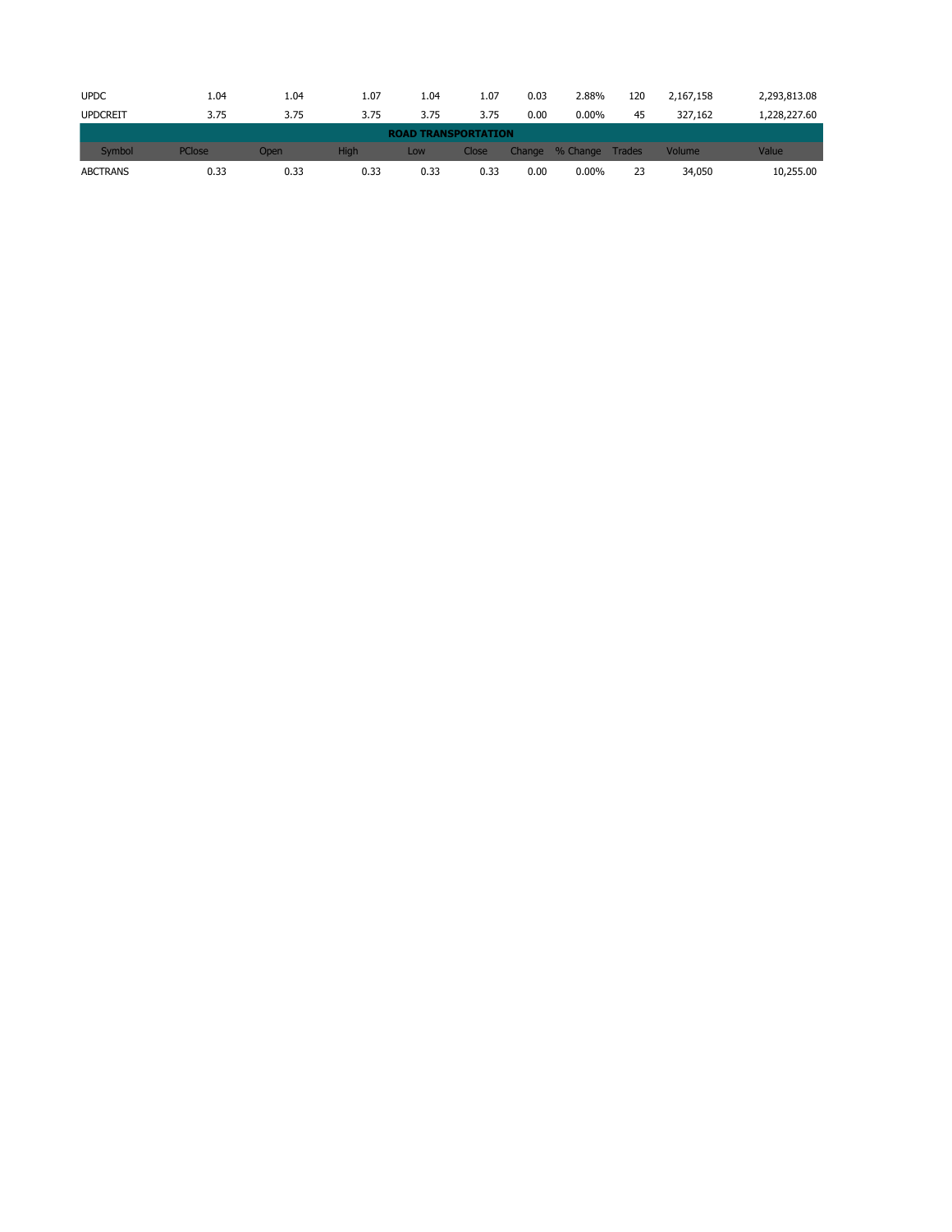| | | | | | | | | | | |
|---|---|---|---|---|---|---|---|---|---|---|
| UPDC | 1.04 | 1.04 | 1.07 | 1.04 | 1.07 | 0.03 | 2.88% | 120 | 2,167,158 | 2,293,813.08 |
| UPDCREIT | 3.75 | 3.75 | 3.75 | 3.75 | 3.75 | 0.00 | 0.00% | 45 | 327,162 | 1,228,227.60 |

**ROAD TRANSPORTATION**

| Symbol | PClose | Open | High | Low | Close | Change | % Change | Trades | Volume | Value |
|---|---|---|---|---|---|---|---|---|---|---|
| ABCTRANS | 0.33 | 0.33 | 0.33 | 0.33 | 0.33 | 0.00 | 0.00% | 23 | 34,050 | 10,255.00 |